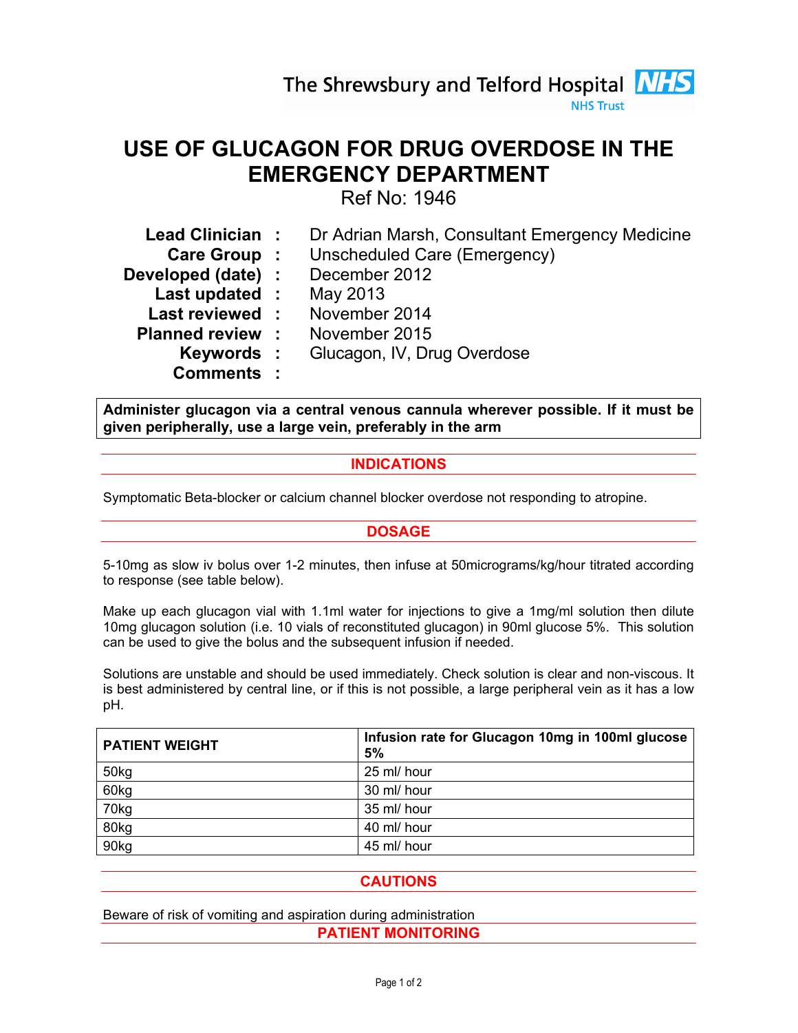The Shrewsbury and Telford Hospital NHS Trust

# USE OF GLUCAGON FOR DRUG OVERDOSE IN THE EMERGENCY DEPARTMENT

Ref No: 1946

| | | |
|---|---|---|
| **Lead Clinician** | : | Dr Adrian Marsh, Consultant Emergency Medicine |
| **Care Group** | : | Unscheduled Care (Emergency) |
| **Developed (date)** | : | December 2012 |
| **Last updated** | : | May 2013 |
| **Last reviewed** | : | November 2014 |
| **Planned review** | : | November 2015 |
| **Keywords** | : | Glucagon, IV, Drug Overdose |
| **Comments** | : | |

**Administer glucagon via a central venous cannula wherever possible. If it must be given peripherally, use a large vein, preferably in the arm**

## INDICATIONS

Symptomatic Beta-blocker or calcium channel blocker overdose not responding to atropine.

## DOSAGE

5-10mg as slow iv bolus over 1-2 minutes, then infuse at 50micrograms/kg/hour titrated according to response (see table below).

Make up each glucagon vial with 1.1ml water for injections to give a 1mg/ml solution then dilute 10mg glucagon solution (i.e. 10 vials of reconstituted glucagon) in 90ml glucose 5%. This solution can be used to give the bolus and the subsequent infusion if needed.

Solutions are unstable and should be used immediately. Check solution is clear and non-viscous. It is best administered by central line, or if this is not possible, a large peripheral vein as it has a low pH.

| PATIENT WEIGHT | Infusion rate for Glucagon 10mg in 100ml glucose 5% |
|---|---|
| 50kg | 25 ml/ hour |
| 60kg | 30 ml/ hour |
| 70kg | 35 ml/ hour |
| 80kg | 40 ml/ hour |
| 90kg | 45 ml/ hour |

## CAUTIONS

Beware of risk of vomiting and aspiration during administration

## PATIENT MONITORING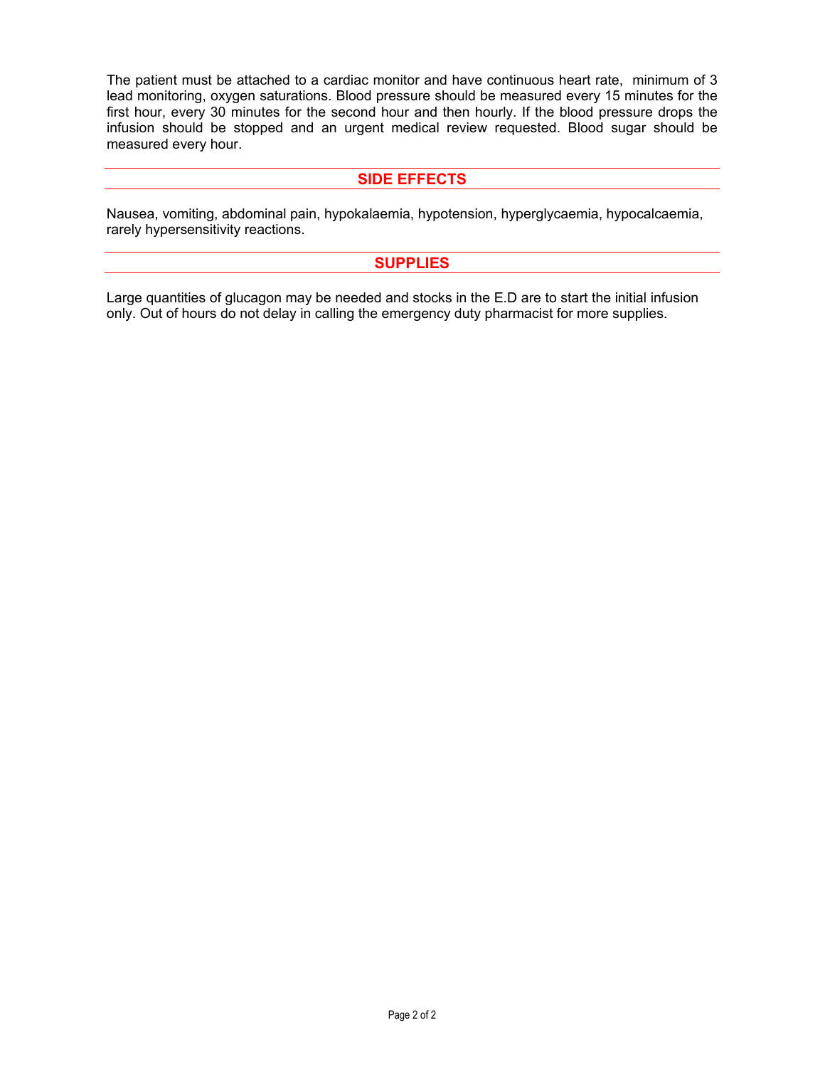The patient must be attached to a cardiac monitor and have continuous heart rate, minimum of 3 lead monitoring, oxygen saturations. Blood pressure should be measured every 15 minutes for the first hour, every 30 minutes for the second hour and then hourly. If the blood pressure drops the infusion should be stopped and an urgent medical review requested. Blood sugar should be measured every hour.

## SIDE EFFECTS

Nausea, vomiting, abdominal pain, hypokalaemia, hypotension, hyperglycaemia, hypocalcaemia, rarely hypersensitivity reactions.

## SUPPLIES

Large quantities of glucagon may be needed and stocks in the E.D are to start the initial infusion only. Out of hours do not delay in calling the emergency duty pharmacist for more supplies.